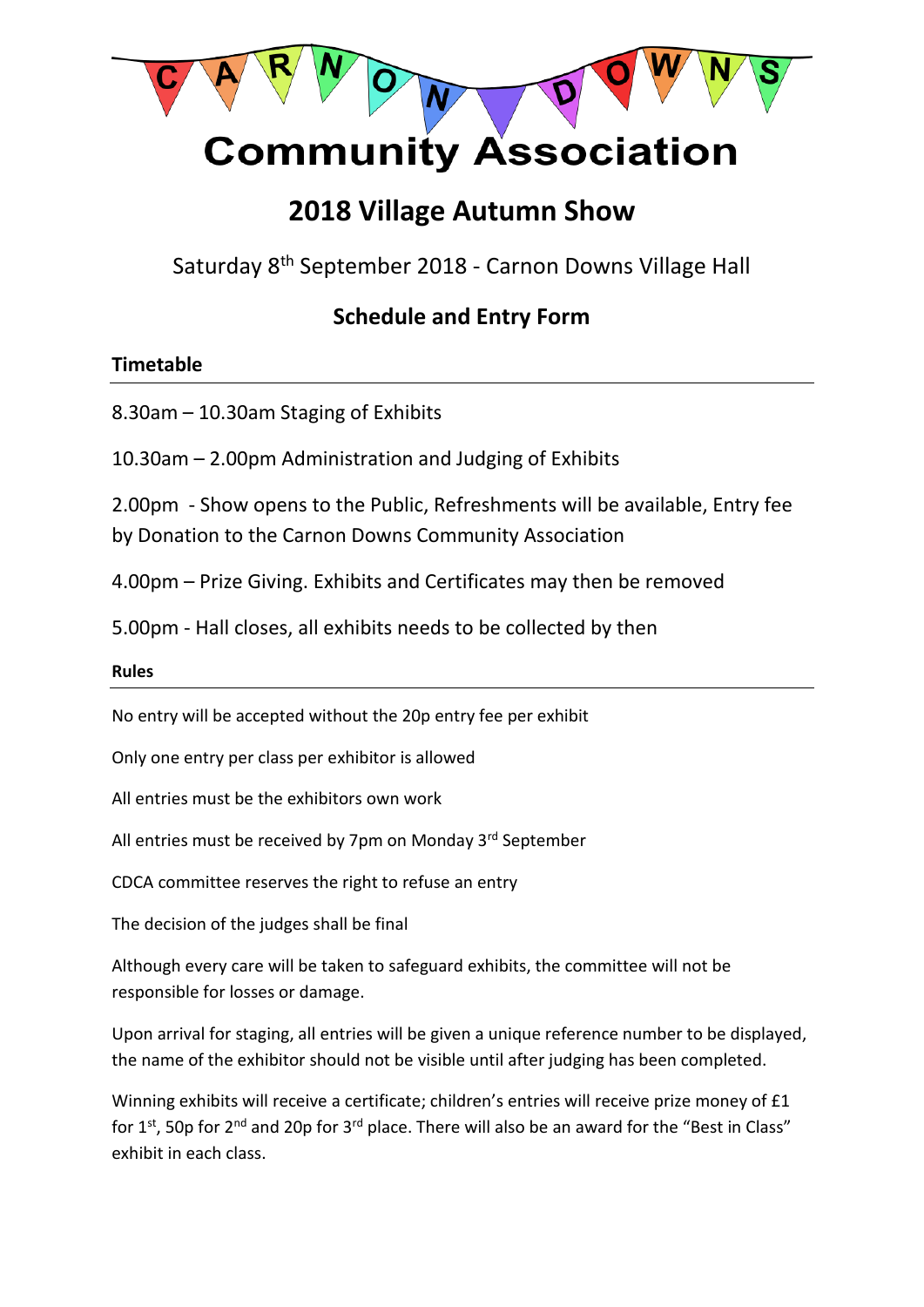CARNON DOWNS

# Community Association

## 2018 Village Autumn Show

Saturday 8th September 2018 - Carnon Downs Village Hall

### Schedule and Entry Form

### Timetable

8.30am – 10.30am Staging of Exhibits

10.30am – 2.00pm Administration and Judging of Exhibits

2.00pm - Show opens to the Public, Refreshments will be available, Entry fee by Donation to the Carnon Downs Community Association

4.00pm – Prize Giving. Exhibits and Certificates may then be removed

5.00pm - Hall closes, all exhibits needs to be collected by then

### Rules

No entry will be accepted without the 20p entry fee per exhibit

Only one entry per class per exhibitor is allowed

All entries must be the exhibitors own work

All entries must be received by 7pm on Monday 3rd September

CDCA committee reserves the right to refuse an entry

The decision of the judges shall be final

Although every care will be taken to safeguard exhibits, the committee will not be responsible for losses or damage.

Upon arrival for staging, all entries will be given a unique reference number to be displayed, the name of the exhibitor should not be visible until after judging has been completed.

Winning exhibits will receive a certificate; children's entries will receive prize money of £1 for 1st, 50p for 2nd and 20p for 3rd place. There will also be an award for the "Best in Class" exhibit in each class.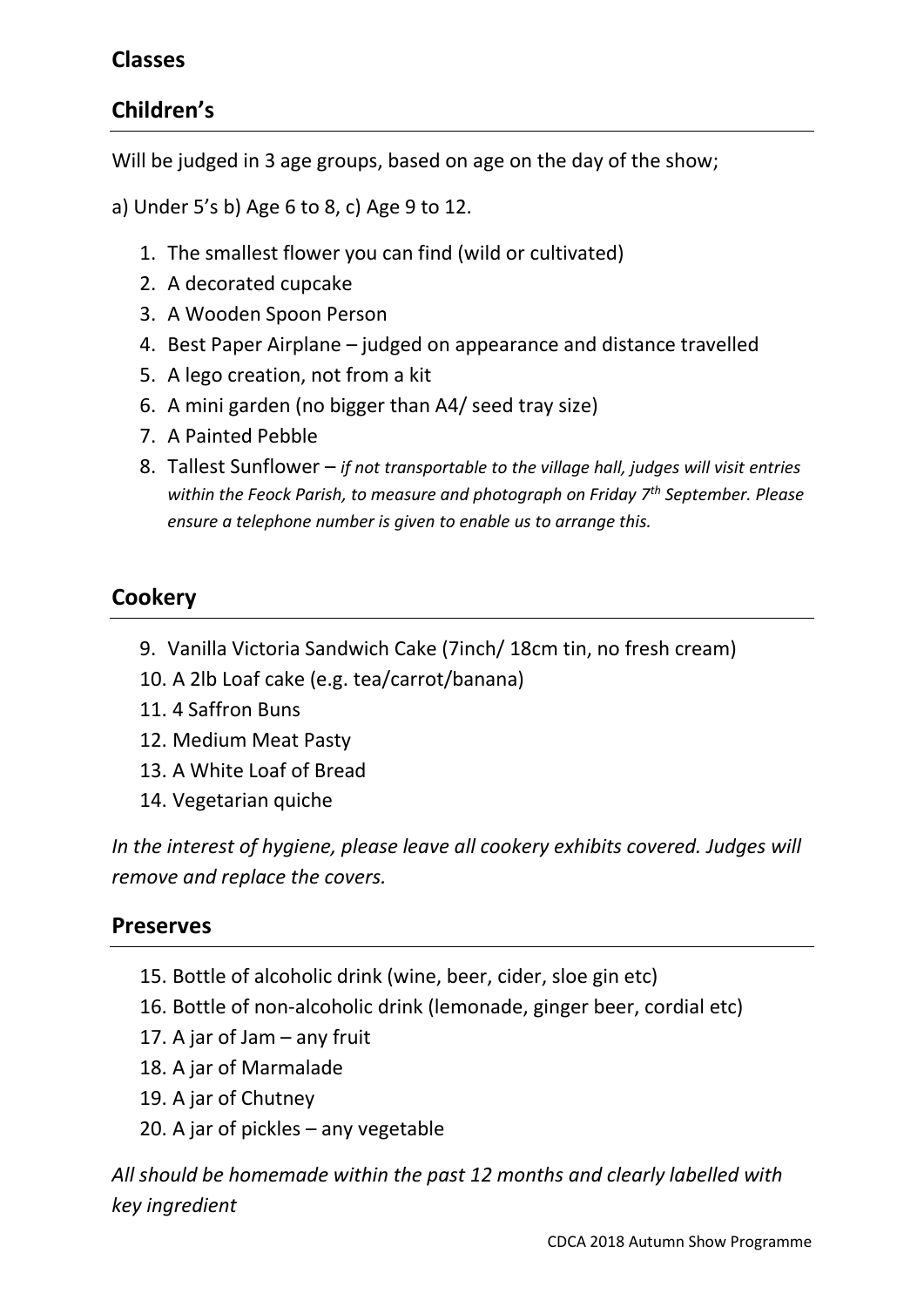## Classes

## Children's

Will be judged in 3 age groups, based on age on the day of the show;

a) Under 5's b) Age 6 to 8, c) Age 9 to 12.

1. The smallest flower you can find (wild or cultivated)
2. A decorated cupcake
3. A Wooden Spoon Person
4. Best Paper Airplane – judged on appearance and distance travelled
5. A lego creation, not from a kit
6. A mini garden (no bigger than A4/ seed tray size)
7. A Painted Pebble
8. Tallest Sunflower – *if not transportable to the village hall, judges will visit entries within the Feock Parish, to measure and photograph on Friday 7th September. Please ensure a telephone number is given to enable us to arrange this.*

## Cookery

9. Vanilla Victoria Sandwich Cake (7inch/ 18cm tin, no fresh cream)
10. A 2lb Loaf cake (e.g. tea/carrot/banana)
11. 4 Saffron Buns
12. Medium Meat Pasty
13. A White Loaf of Bread
14. Vegetarian quiche

*In the interest of hygiene, please leave all cookery exhibits covered. Judges will remove and replace the covers.*

## Preserves

15. Bottle of alcoholic drink (wine, beer, cider, sloe gin etc)
16. Bottle of non-alcoholic drink (lemonade, ginger beer, cordial etc)
17. A jar of Jam – any fruit
18. A jar of Marmalade
19. A jar of Chutney
20. A jar of pickles – any vegetable

*All should be homemade within the past 12 months and clearly labelled with key ingredient*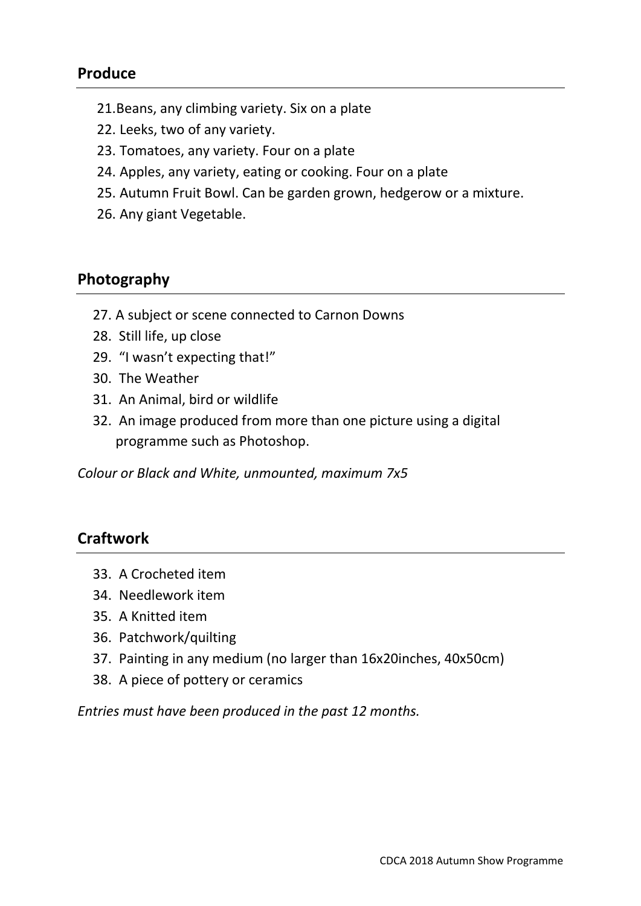## Produce

21. Beans, any climbing variety. Six on a plate
22. Leeks, two of any variety.
23. Tomatoes, any variety. Four on a plate
24. Apples, any variety, eating or cooking. Four on a plate
25. Autumn Fruit Bowl. Can be garden grown, hedgerow or a mixture.
26. Any giant Vegetable.

## Photography

27. A subject or scene connected to Carnon Downs
28. Still life, up close
29. "I wasn't expecting that!"
30. The Weather
31. An Animal, bird or wildlife
32. An image produced from more than one picture using a digital programme such as Photoshop.

*Colour or Black and White, unmounted, maximum 7x5*

## Craftwork

33. A Crocheted item
34. Needlework item
35. A Knitted item
36. Patchwork/quilting
37. Painting in any medium (no larger than 16x20inches, 40x50cm)
38. A piece of pottery or ceramics

*Entries must have been produced in the past 12 months.*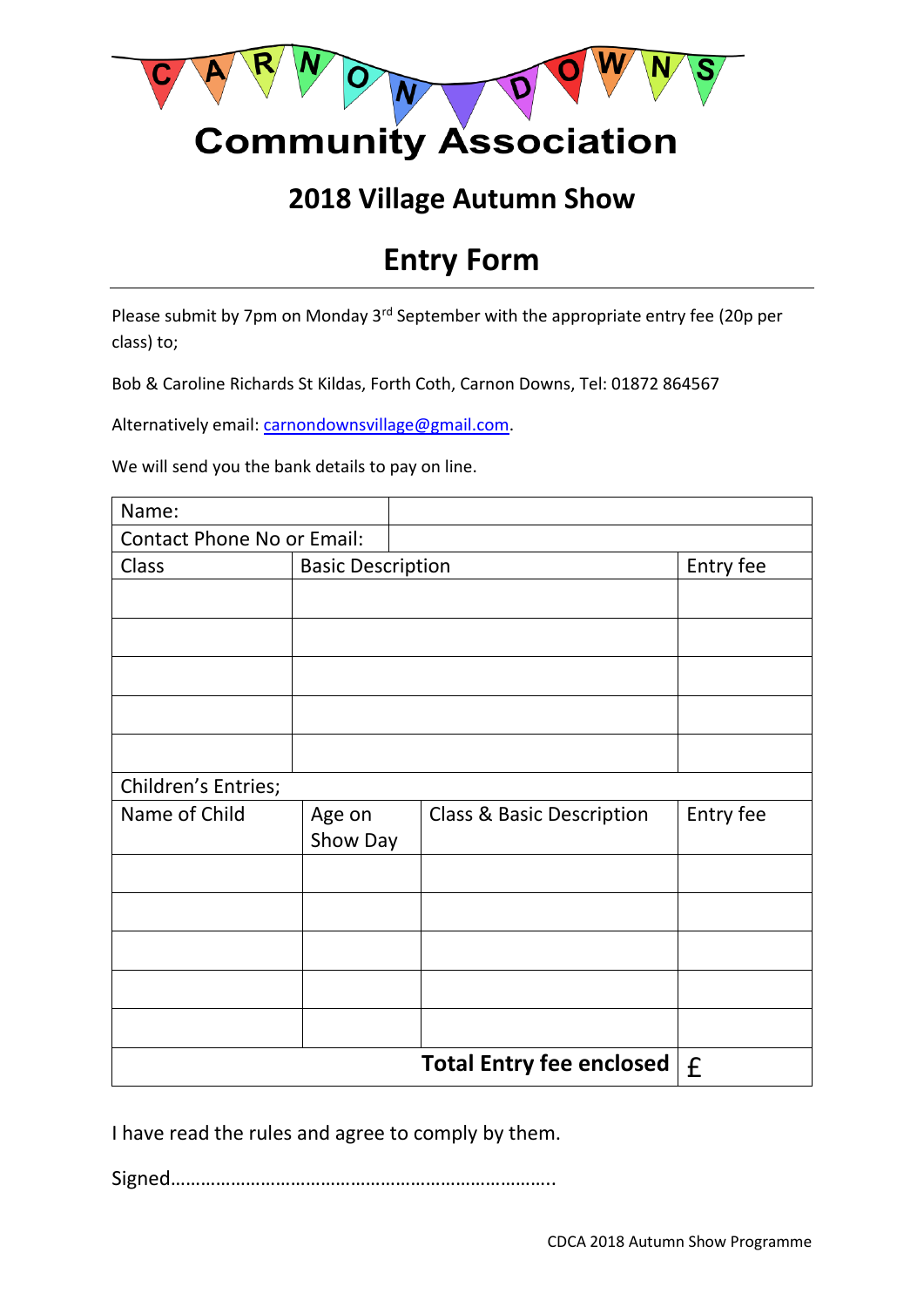# CARNON DOWNS Community Association

## 2018 Village Autumn Show

## Entry Form

---

Please submit by 7pm on Monday 3rd September with the appropriate entry fee (20p per class) to;

Bob & Caroline Richards St Kildas, Forth Coth, Carnon Downs, Tel: 01872 864567

Alternatively email: carnondownsvillage@gmail.com.

We will send you the bank details to pay on line.

| | | | |
|---|---|---|---|
| Name: | | | |
| Contact Phone No or Email: | | | |
| Class | Basic Description | | Entry fee |
| | | | |
| | | | |
| | | | |
| | | | |
| | | | |
| Children's Entries; | | | |
| Name of Child | Age on Show Day | Class & Basic Description | Entry fee |
| | | | |
| | | | |
| | | | |
| | | | |
| | | | |
| | | **Total Entry fee enclosed** | £ |

I have read the rules and agree to comply by them.

Signed…………………………………………………………………..